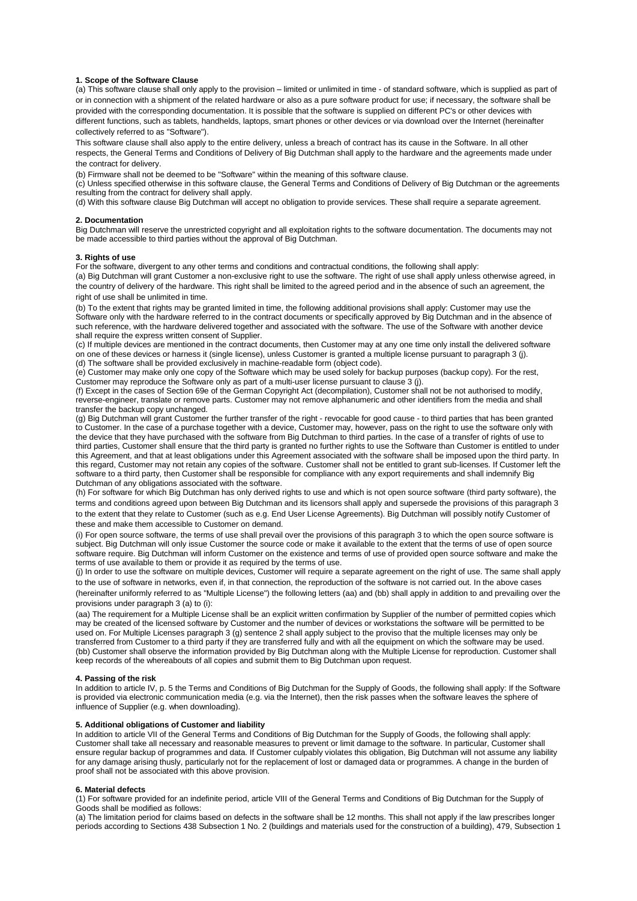**1. Scope of the Software Clause**

(a) This software clause shall only apply to the provision – limited or unlimited in time - of standard software, which is supplied as part of or in connection with a shipment of the related hardware or also as a pure software product for use; if necessary, the software shall be provided with the corresponding documentation. It is possible that the software is supplied on different PC's or other devices with different functions, such as tablets, handhelds, laptops, smart phones or other devices or via download over the Internet (hereinafter collectively referred to as "Software").

This software clause shall also apply to the entire delivery, unless a breach of contract has its cause in the Software. In all other respects, the General Terms and Conditions of Delivery of Big Dutchman shall apply to the hardware and the agreements made under the contract for delivery.

(b) Firmware shall not be deemed to be "Software" within the meaning of this software clause.

(c) Unless specified otherwise in this software clause, the General Terms and Conditions of Delivery of Big Dutchman or the agreements resulting from the contract for delivery shall apply.

(d) With this software clause Big Dutchman will accept no obligation to provide services. These shall require a separate agreement.

**2. Documentation**

Big Dutchman will reserve the unrestricted copyright and all exploitation rights to the software documentation. The documents may not be made accessible to third parties without the approval of Big Dutchman.

**3. Rights of use**

For the software, divergent to any other terms and conditions and contractual conditions, the following shall apply:

(a) Big Dutchman will grant Customer a non-exclusive right to use the software. The right of use shall apply unless otherwise agreed, in the country of delivery of the hardware. This right shall be limited to the agreed period and in the absence of such an agreement, the right of use shall be unlimited in time.

(b) To the extent that rights may be granted limited in time, the following additional provisions shall apply: Customer may use the Software only with the hardware referred to in the contract documents or specifically approved by Big Dutchman and in the absence of such reference, with the hardware delivered together and associated with the software. The use of the Software with another device shall require the express written consent of Supplier.

(c) If multiple devices are mentioned in the contract documents, then Customer may at any one time only install the delivered software on one of these devices or harness it (single license), unless Customer is granted a multiple license pursuant to paragraph 3 (j).

(d) The software shall be provided exclusively in machine-readable form (object code).

(e) Customer may make only one copy of the Software which may be used solely for backup purposes (backup copy). For the rest, Customer may reproduce the Software only as part of a multi-user license pursuant to clause 3 (j).

(f) Except in the cases of Section 69e of the German Copyright Act (decompilation), Customer shall not be not authorised to modify, reverse-engineer, translate or remove parts. Customer may not remove alphanumeric and other identifiers from the media and shall transfer the backup copy unchanged.

(g) Big Dutchman will grant Customer the further transfer of the right - revocable for good cause - to third parties that has been granted to Customer. In the case of a purchase together with a device, Customer may, however, pass on the right to use the software only with the device that they have purchased with the software from Big Dutchman to third parties. In the case of a transfer of rights of use to third parties, Customer shall ensure that the third party is granted no further rights to use the Software than Customer is entitled to under this Agreement, and that at least obligations under this Agreement associated with the software shall be imposed upon the third party. In this regard, Customer may not retain any copies of the software. Customer shall not be entitled to grant sub-licenses. If Customer left the software to a third party, then Customer shall be responsible for compliance with any export requirements and shall indemnify Big Dutchman of any obligations associated with the software.

(h) For software for which Big Dutchman has only derived rights to use and which is not open source software (third party software), the terms and conditions agreed upon between Big Dutchman and its licensors shall apply and supersede the provisions of this paragraph 3 to the extent that they relate to Customer (such as e.g. End User License Agreements). Big Dutchman will possibly notify Customer of these and make them accessible to Customer on demand.

(i) For open source software, the terms of use shall prevail over the provisions of this paragraph 3 to which the open source software is subject. Big Dutchman will only issue Customer the source code or make it available to the extent that the terms of use of open source software require. Big Dutchman will inform Customer on the existence and terms of use of provided open source software and make the terms of use available to them or provide it as required by the terms of use.

(j) In order to use the software on multiple devices, Customer will require a separate agreement on the right of use. The same shall apply to the use of software in networks, even if, in that connection, the reproduction of the software is not carried out. In the above cases (hereinafter uniformly referred to as "Multiple License") the following letters (aa) and (bb) shall apply in addition to and prevailing over the provisions under paragraph 3 (a) to (i):

(aa) The requirement for a Multiple License shall be an explicit written confirmation by Supplier of the number of permitted copies which may be created of the licensed software by Customer and the number of devices or workstations the software will be permitted to be used on. For Multiple Licenses paragraph 3 (g) sentence 2 shall apply subject to the proviso that the multiple licenses may only be transferred from Customer to a third party if they are transferred fully and with all the equipment on which the software may be used.

(bb) Customer shall observe the information provided by Big Dutchman along with the Multiple License for reproduction. Customer shall keep records of the whereabouts of all copies and submit them to Big Dutchman upon request.

**4. Passing of the risk**

In addition to article IV, p. 5 the Terms and Conditions of Big Dutchman for the Supply of Goods, the following shall apply: If the Software is provided via electronic communication media (e.g. via the Internet), then the risk passes when the software leaves the sphere of influence of Supplier (e.g. when downloading).

**5. Additional obligations of Customer and liability**

In addition to article VII of the General Terms and Conditions of Big Dutchman for the Supply of Goods, the following shall apply: Customer shall take all necessary and reasonable measures to prevent or limit damage to the software. In particular, Customer shall ensure regular backup of programmes and data. If Customer culpably violates this obligation, Big Dutchman will not assume any liability for any damage arising thusly, particularly not for the replacement of lost or damaged data or programmes. A change in the burden of proof shall not be associated with this above provision.

**6. Material defects**

(1) For software provided for an indefinite period, article VIII of the General Terms and Conditions of Big Dutchman for the Supply of Goods shall be modified as follows:

(a) The limitation period for claims based on defects in the software shall be 12 months. This shall not apply if the law prescribes longer periods according to Sections 438 Subsection 1 No. 2 (buildings and materials used for the construction of a building), 479, Subsection 1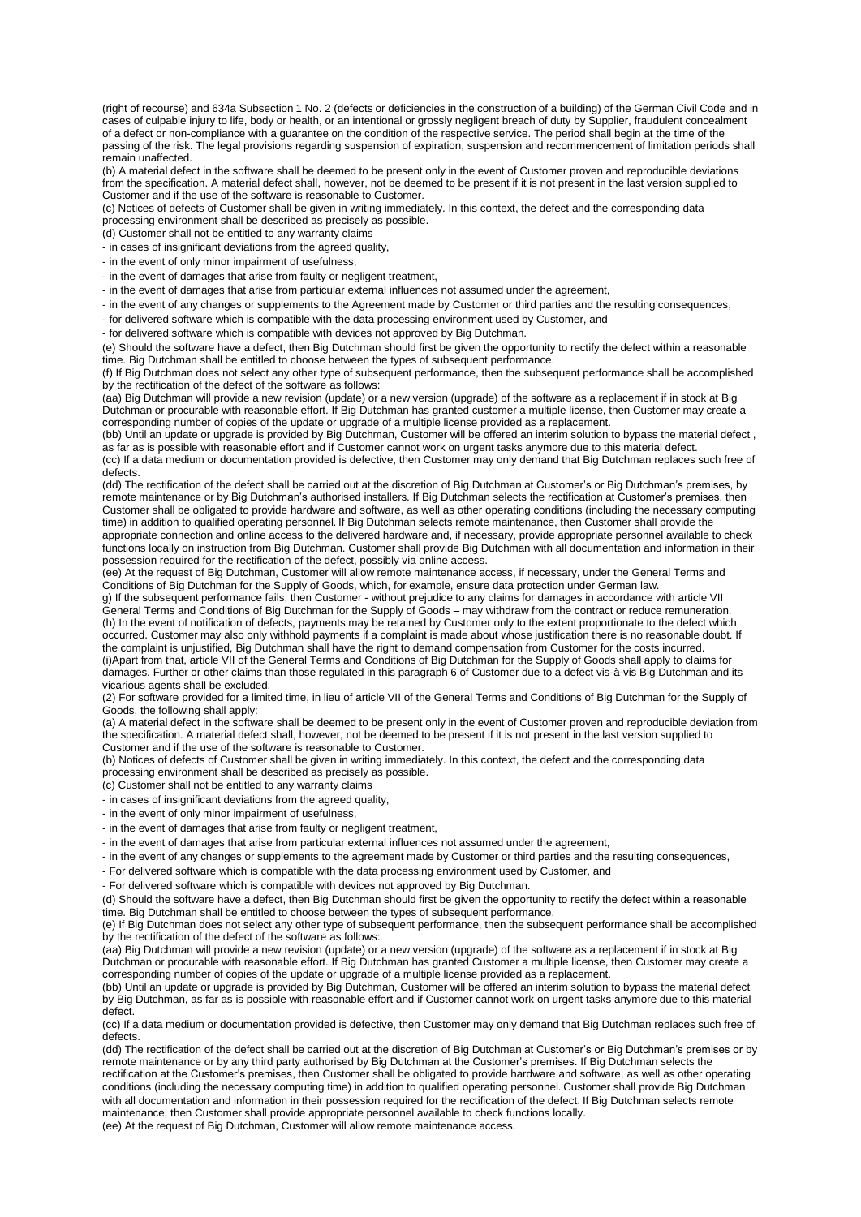(right of recourse) and 634a Subsection 1 No. 2 (defects or deficiencies in the construction of a building) of the German Civil Code and in cases of culpable injury to life, body or health, or an intentional or grossly negligent breach of duty by Supplier, fraudulent concealment of a defect or non-compliance with a guarantee on the condition of the respective service. The period shall begin at the time of the passing of the risk. The legal provisions regarding suspension of expiration, suspension and recommencement of limitation periods shall remain unaffected.

(b) A material defect in the software shall be deemed to be present only in the event of Customer proven and reproducible deviations from the specification. A material defect shall, however, not be deemed to be present if it is not present in the last version supplied to Customer and if the use of the software is reasonable to Customer.

(c) Notices of defects of Customer shall be given in writing immediately. In this context, the defect and the corresponding data processing environment shall be described as precisely as possible.

(d) Customer shall not be entitled to any warranty claims

- in cases of insignificant deviations from the agreed quality,
- in the event of only minor impairment of usefulness,
- in the event of damages that arise from faulty or negligent treatment,
- in the event of damages that arise from particular external influences not assumed under the agreement,
- in the event of any changes or supplements to the Agreement made by Customer or third parties and the resulting consequences,
- for delivered software which is compatible with the data processing environment used by Customer, and
- for delivered software which is compatible with devices not approved by Big Dutchman.

(e) Should the software have a defect, then Big Dutchman should first be given the opportunity to rectify the defect within a reasonable time. Big Dutchman shall be entitled to choose between the types of subsequent performance.

(f) If Big Dutchman does not select any other type of subsequent performance, then the subsequent performance shall be accomplished by the rectification of the defect of the software as follows:

(aa) Big Dutchman will provide a new revision (update) or a new version (upgrade) of the software as a replacement if in stock at Big Dutchman or procurable with reasonable effort. If Big Dutchman has granted customer a multiple license, then Customer may create a corresponding number of copies of the update or upgrade of a multiple license provided as a replacement.

(bb) Until an update or upgrade is provided by Big Dutchman, Customer will be offered an interim solution to bypass the material defect , as far as is possible with reasonable effort and if Customer cannot work on urgent tasks anymore due to this material defect.

(cc) If a data medium or documentation provided is defective, then Customer may only demand that Big Dutchman replaces such free of defects.

(dd) The rectification of the defect shall be carried out at the discretion of Big Dutchman at Customer's or Big Dutchman's premises, by remote maintenance or by Big Dutchman's authorised installers. If Big Dutchman selects the rectification at Customer's premises, then Customer shall be obligated to provide hardware and software, as well as other operating conditions (including the necessary computing time) in addition to qualified operating personnel. If Big Dutchman selects remote maintenance, then Customer shall provide the appropriate connection and online access to the delivered hardware and, if necessary, provide appropriate personnel available to check functions locally on instruction from Big Dutchman. Customer shall provide Big Dutchman with all documentation and information in their possession required for the rectification of the defect, possibly via online access.

(ee) At the request of Big Dutchman, Customer will allow remote maintenance access, if necessary, under the General Terms and Conditions of Big Dutchman for the Supply of Goods, which, for example, ensure data protection under German law.

g) If the subsequent performance fails, then Customer - without prejudice to any claims for damages in accordance with article VII General Terms and Conditions of Big Dutchman for the Supply of Goods – may withdraw from the contract or reduce remuneration.

(h) In the event of notification of defects, payments may be retained by Customer only to the extent proportionate to the defect which occurred. Customer may also only withhold payments if a complaint is made about whose justification there is no reasonable doubt. If the complaint is unjustified, Big Dutchman shall have the right to demand compensation from Customer for the costs incurred.

(i)Apart from that, article VII of the General Terms and Conditions of Big Dutchman for the Supply of Goods shall apply to claims for damages. Further or other claims than those regulated in this paragraph 6 of Customer due to a defect vis-à-vis Big Dutchman and its vicarious agents shall be excluded.

(2) For software provided for a limited time, in lieu of article VII of the General Terms and Conditions of Big Dutchman for the Supply of Goods, the following shall apply:

(a) A material defect in the software shall be deemed to be present only in the event of Customer proven and reproducible deviation from the specification. A material defect shall, however, not be deemed to be present if it is not present in the last version supplied to Customer and if the use of the software is reasonable to Customer.

(b) Notices of defects of Customer shall be given in writing immediately. In this context, the defect and the corresponding data processing environment shall be described as precisely as possible.

(c) Customer shall not be entitled to any warranty claims

- in cases of insignificant deviations from the agreed quality,
- in the event of only minor impairment of usefulness,
- in the event of damages that arise from faulty or negligent treatment,
- in the event of damages that arise from particular external influences not assumed under the agreement,
- in the event of any changes or supplements to the agreement made by Customer or third parties and the resulting consequences,
- For delivered software which is compatible with the data processing environment used by Customer, and
- For delivered software which is compatible with devices not approved by Big Dutchman.

(d) Should the software have a defect, then Big Dutchman should first be given the opportunity to rectify the defect within a reasonable time. Big Dutchman shall be entitled to choose between the types of subsequent performance.

(e) If Big Dutchman does not select any other type of subsequent performance, then the subsequent performance shall be accomplished by the rectification of the defect of the software as follows:

(aa) Big Dutchman will provide a new revision (update) or a new version (upgrade) of the software as a replacement if in stock at Big Dutchman or procurable with reasonable effort. If Big Dutchman has granted Customer a multiple license, then Customer may create a corresponding number of copies of the update or upgrade of a multiple license provided as a replacement.

(bb) Until an update or upgrade is provided by Big Dutchman, Customer will be offered an interim solution to bypass the material defect by Big Dutchman, as far as is possible with reasonable effort and if Customer cannot work on urgent tasks anymore due to this material defect.

(cc) If a data medium or documentation provided is defective, then Customer may only demand that Big Dutchman replaces such free of defects.

(dd) The rectification of the defect shall be carried out at the discretion of Big Dutchman at Customer's or Big Dutchman's premises or by remote maintenance or by any third party authorised by Big Dutchman at the Customer's premises. If Big Dutchman selects the rectification at the Customer's premises, then Customer shall be obligated to provide hardware and software, as well as other operating conditions (including the necessary computing time) in addition to qualified operating personnel. Customer shall provide Big Dutchman with all documentation and information in their possession required for the rectification of the defect. If Big Dutchman selects remote maintenance, then Customer shall provide appropriate personnel available to check functions locally.

(ee) At the request of Big Dutchman, Customer will allow remote maintenance access.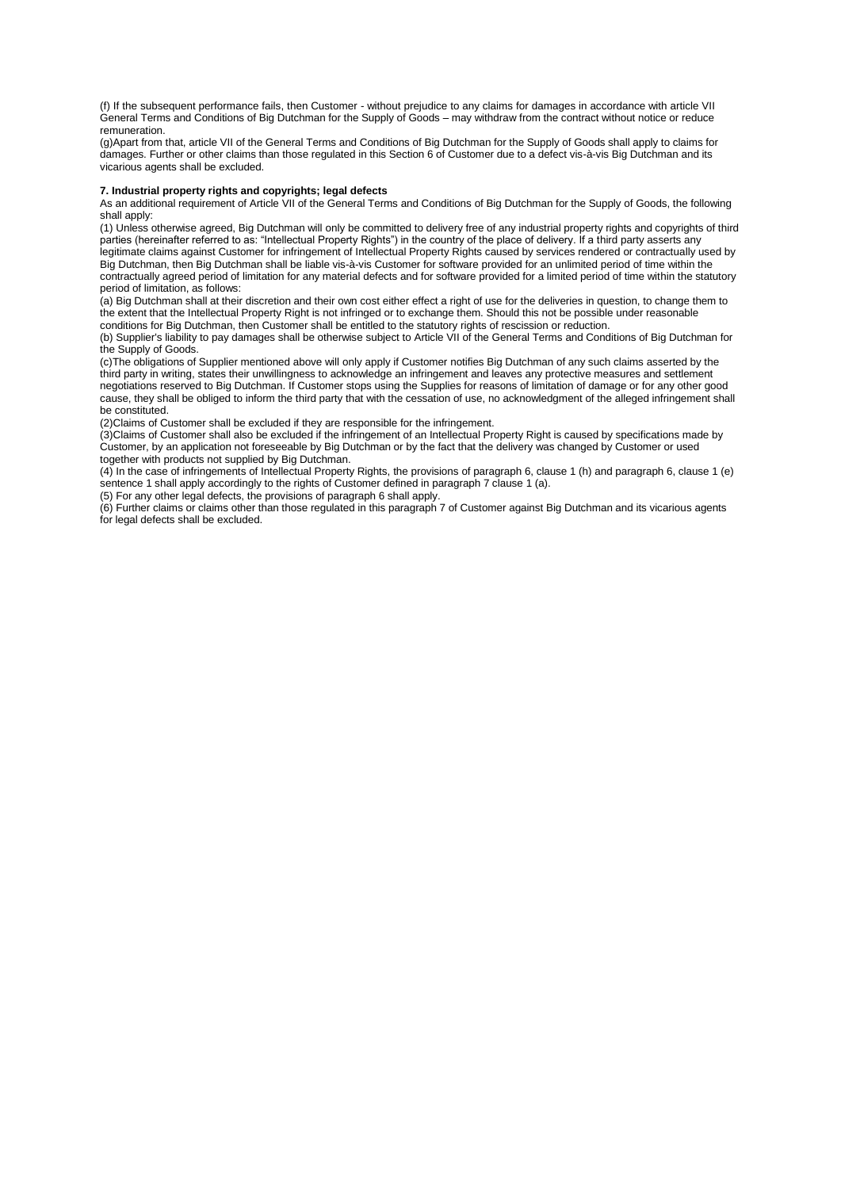(f) If the subsequent performance fails, then Customer - without prejudice to any claims for damages in accordance with article VII General Terms and Conditions of Big Dutchman for the Supply of Goods – may withdraw from the contract without notice or reduce remuneration.

(g)Apart from that, article VII of the General Terms and Conditions of Big Dutchman for the Supply of Goods shall apply to claims for damages. Further or other claims than those regulated in this Section 6 of Customer due to a defect vis-à-vis Big Dutchman and its vicarious agents shall be excluded.

**7. Industrial property rights and copyrights; legal defects**

As an additional requirement of Article VII of the General Terms and Conditions of Big Dutchman for the Supply of Goods, the following shall apply:

(1) Unless otherwise agreed, Big Dutchman will only be committed to delivery free of any industrial property rights and copyrights of third parties (hereinafter referred to as: "Intellectual Property Rights") in the country of the place of delivery. If a third party asserts any legitimate claims against Customer for infringement of Intellectual Property Rights caused by services rendered or contractually used by Big Dutchman, then Big Dutchman shall be liable vis-à-vis Customer for software provided for an unlimited period of time within the contractually agreed period of limitation for any material defects and for software provided for a limited period of time within the statutory period of limitation, as follows:

(a) Big Dutchman shall at their discretion and their own cost either effect a right of use for the deliveries in question, to change them to the extent that the Intellectual Property Right is not infringed or to exchange them. Should this not be possible under reasonable conditions for Big Dutchman, then Customer shall be entitled to the statutory rights of rescission or reduction.

(b) Supplier's liability to pay damages shall be otherwise subject to Article VII of the General Terms and Conditions of Big Dutchman for the Supply of Goods.

(c)The obligations of Supplier mentioned above will only apply if Customer notifies Big Dutchman of any such claims asserted by the third party in writing, states their unwillingness to acknowledge an infringement and leaves any protective measures and settlement negotiations reserved to Big Dutchman. If Customer stops using the Supplies for reasons of limitation of damage or for any other good cause, they shall be obliged to inform the third party that with the cessation of use, no acknowledgment of the alleged infringement shall be constituted.

(2)Claims of Customer shall be excluded if they are responsible for the infringement.

(3)Claims of Customer shall also be excluded if the infringement of an Intellectual Property Right is caused by specifications made by Customer, by an application not foreseeable by Big Dutchman or by the fact that the delivery was changed by Customer or used together with products not supplied by Big Dutchman.

(4) In the case of infringements of Intellectual Property Rights, the provisions of paragraph 6, clause 1 (h) and paragraph 6, clause 1 (e) sentence 1 shall apply accordingly to the rights of Customer defined in paragraph 7 clause 1 (a).

(5) For any other legal defects, the provisions of paragraph 6 shall apply.

(6) Further claims or claims other than those regulated in this paragraph 7 of Customer against Big Dutchman and its vicarious agents for legal defects shall be excluded.